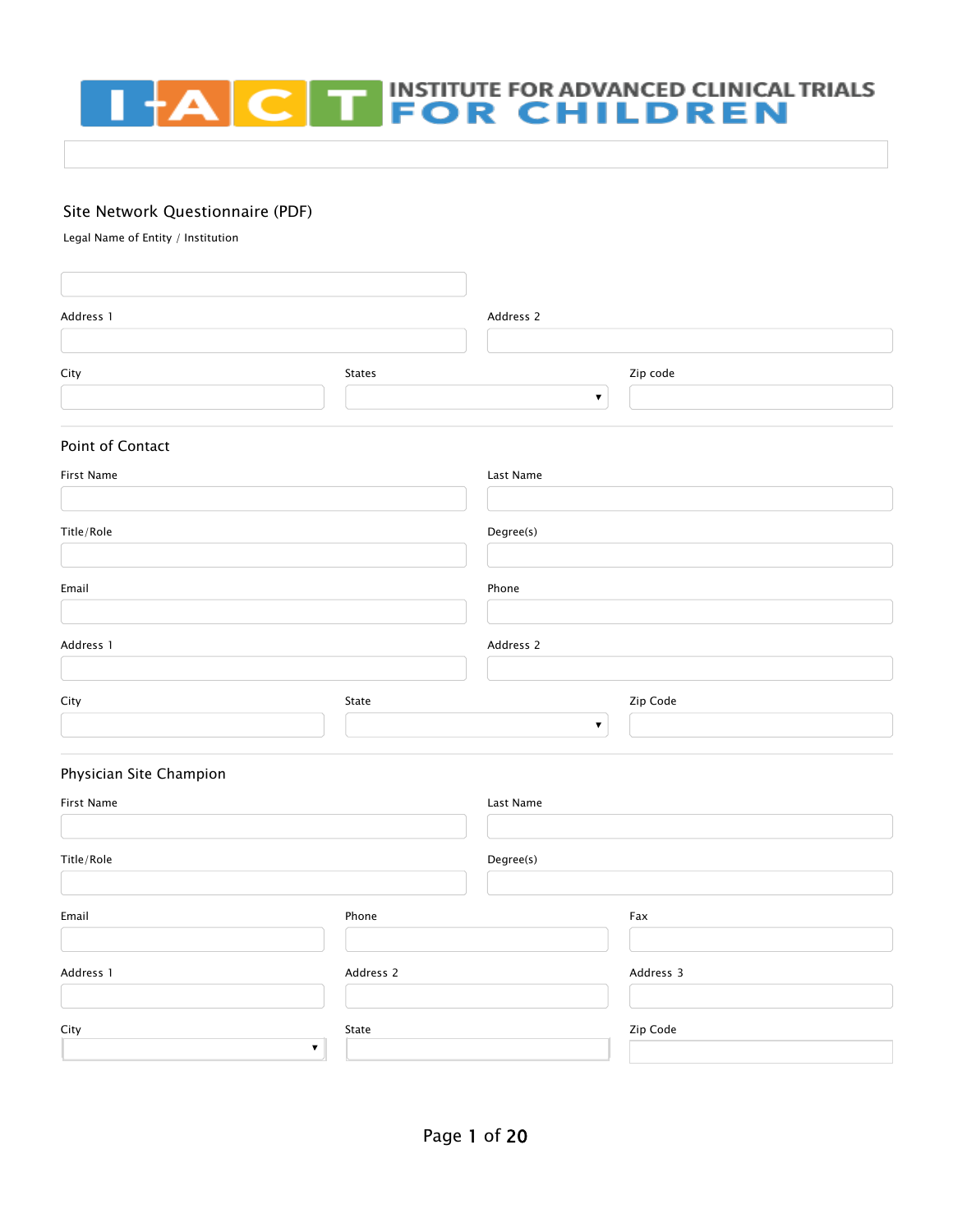# INSTITUTE FOR ADVANCED CLINICAL TRIALS FOR CHILDREN

## Site Network Questionnaire (PDF)

Legal Name of Entity / Institution

Address 1

Address 2

City

States

Zip code

### Point of Contact

First Name

Last Name

Title/Role

Degree(s)

Email

Phone

Address 1

Address 2

City

State

Zip Code

### Physician Site Champion

First Name

Last Name

Title/Role

Degree(s)

Email

Phone

Fax

Address 1

Address 2

Address 3

City

State

Zip Code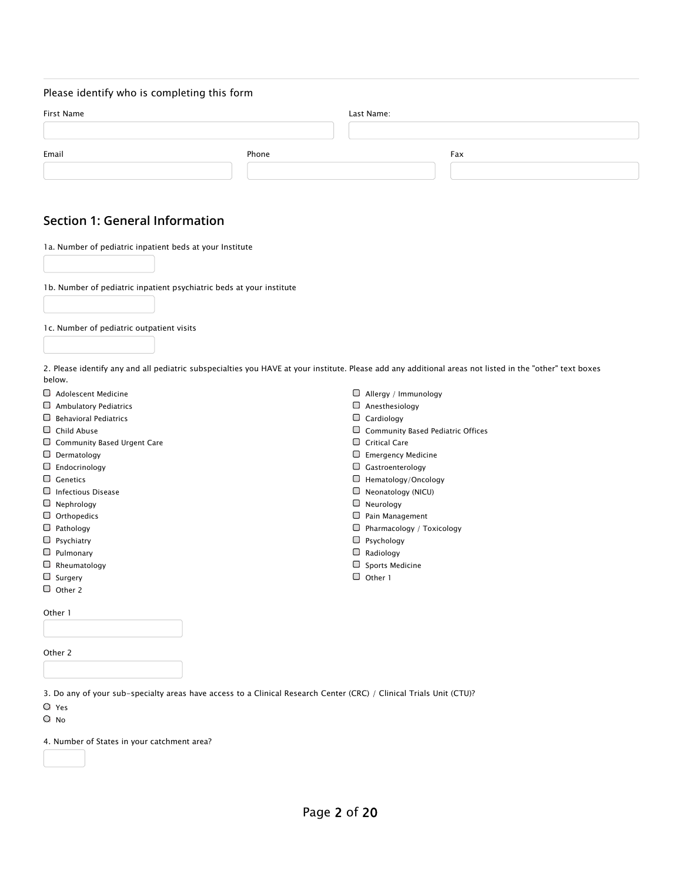Please identify who is completing this form

First Name

Last Name:

Email

Phone

Fax

## Section 1: General Information

1a. Number of pediatric inpatient beds at your Institute

1b. Number of pediatric inpatient psychiatric beds at your institute

1c. Number of pediatric outpatient visits

2. Please identify any and all pediatric subspecialties you HAVE at your institute. Please add any additional areas not listed in the "other" text boxes below.

- ☐ Adolescent Medicine
- ☐ Ambulatory Pediatrics
- ☐ Behavioral Pediatrics
- ☐ Child Abuse
- ☐ Community Based Urgent Care
- ☐ Dermatology
- ☐ Endocrinology
- ☐ Genetics
- ☐ Infectious Disease
- ☐ Nephrology
- ☐ Orthopedics
- ☐ Pathology
- ☐ Psychiatry
- ☐ Pulmonary
- ☐ Rheumatology
- ☐ Surgery
- ☐ Other 2
- ☐ Allergy / Immunology
- ☐ Anesthesiology
- ☐ Cardiology
- ☐ Community Based Pediatric Offices
- ☐ Critical Care
- ☐ Emergency Medicine
- ☐ Gastroenterology
- ☐ Hematology/Oncology
- ☐ Neonatology (NICU)
- ☐ Neurology
- ☐ Pain Management
- ☐ Pharmacology / Toxicology
- ☐ Psychology
- ☐ Radiology
- ☐ Sports Medicine
- ☐ Other 1

Other 1

Other 2

3. Do any of your sub-specialty areas have access to a Clinical Research Center (CRC) / Clinical Trials Unit (CTU)?

- ○ Yes
- ○ No

4. Number of States in your catchment area?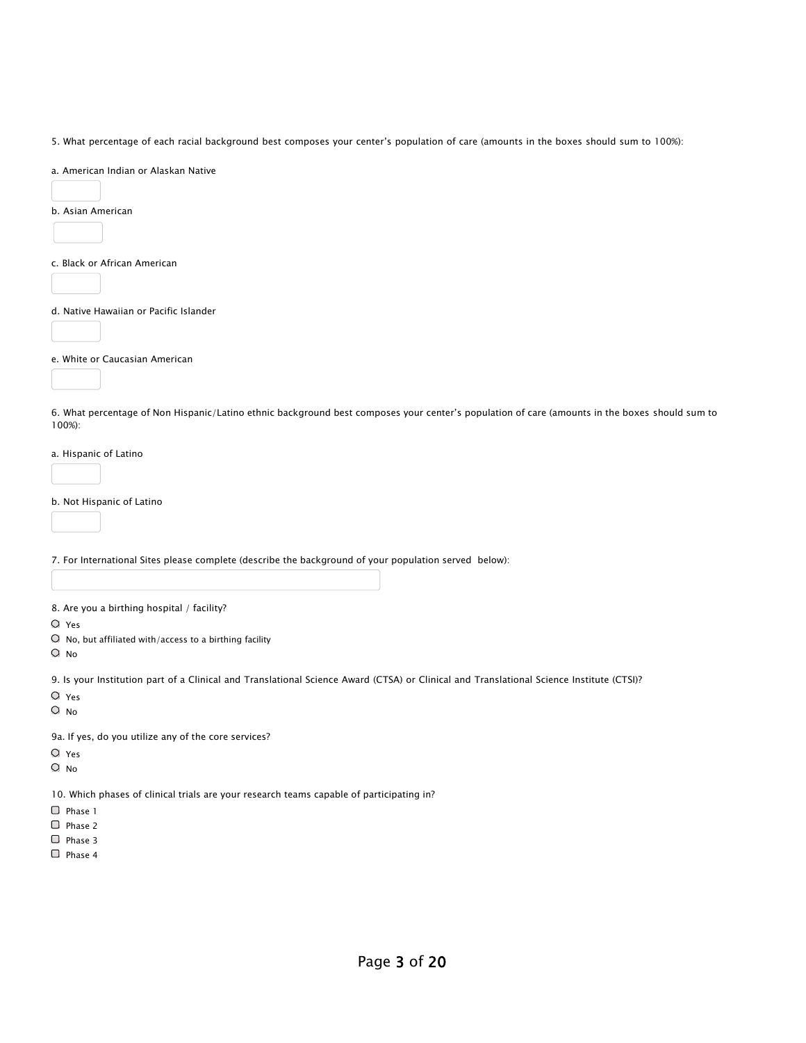5. What percentage of each racial background best composes your center's population of care (amounts in the boxes should sum to 100%):

a. American Indian or Alaskan Native

[ ]

b. Asian American

[ ]

c. Black or African American

[ ]

d. Native Hawaiian or Pacific Islander

[ ]

e. White or Caucasian American

[ ]

6. What percentage of Non Hispanic/Latino ethnic background best composes your center's population of care (amounts in the boxes should sum to 100%):

a. Hispanic of Latino

[ ]

b. Not Hispanic of Latino

[ ]

7. For International Sites please complete (describe the background of your population served below):

[ ]

8. Are you a birthing hospital / facility?

- ○ Yes
- ○ No, but affiliated with/access to a birthing facility
- ○ No

9. Is your Institution part of a Clinical and Translational Science Award (CTSA) or Clinical and Translational Science Institute (CTSI)?

- ○ Yes
- ○ No

9a. If yes, do you utilize any of the core services?

- ○ Yes
- ○ No

10. Which phases of clinical trials are your research teams capable of participating in?

- ☐ Phase 1
- ☐ Phase 2
- ☐ Phase 3
- ☐ Phase 4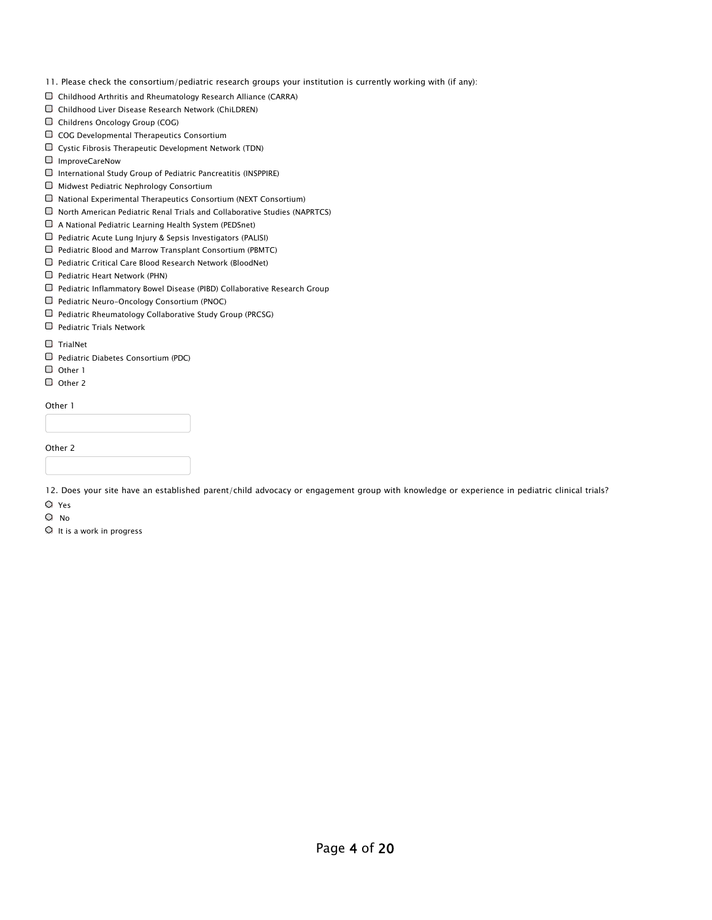11. Please check the consortium/pediatric research groups your institution is currently working with (if any):

- ☐ Childhood Arthritis and Rheumatology Research Alliance (CARRA)
- ☐ Childhood Liver Disease Research Network (ChiLDREN)
- ☐ Childrens Oncology Group (COG)
- ☐ COG Developmental Therapeutics Consortium
- ☐ Cystic Fibrosis Therapeutic Development Network (TDN)
- ☐ ImproveCareNow
- ☐ International Study Group of Pediatric Pancreatitis (INSPPIRE)
- ☐ Midwest Pediatric Nephrology Consortium
- ☐ National Experimental Therapeutics Consortium (NEXT Consortium)
- ☐ North American Pediatric Renal Trials and Collaborative Studies (NAPRTCS)
- ☐ A National Pediatric Learning Health System (PEDSnet)
- ☐ Pediatric Acute Lung Injury & Sepsis Investigators (PALISI)
- ☐ Pediatric Blood and Marrow Transplant Consortium (PBMTC)
- ☐ Pediatric Critical Care Blood Research Network (BloodNet)
- ☐ Pediatric Heart Network (PHN)
- ☐ Pediatric Inflammatory Bowel Disease (PIBD) Collaborative Research Group
- ☐ Pediatric Neuro-Oncology Consortium (PNOC)
- ☐ Pediatric Rheumatology Collaborative Study Group (PRCSG)
- ☐ Pediatric Trials Network
- ☐ TrialNet
- ☐ Pediatric Diabetes Consortium (PDC)
- ☐ Other 1
- ☐ Other 2

Other 1

\_\_\_\_\_\_\_\_\_\_\_\_\_\_\_\_\_\_\_\_

Other 2

\_\_\_\_\_\_\_\_\_\_\_\_\_\_\_\_\_\_\_\_

12. Does your site have an established parent/child advocacy or engagement group with knowledge or experience in pediatric clinical trials?

- ○ Yes
- ○ No
- ○ It is a work in progress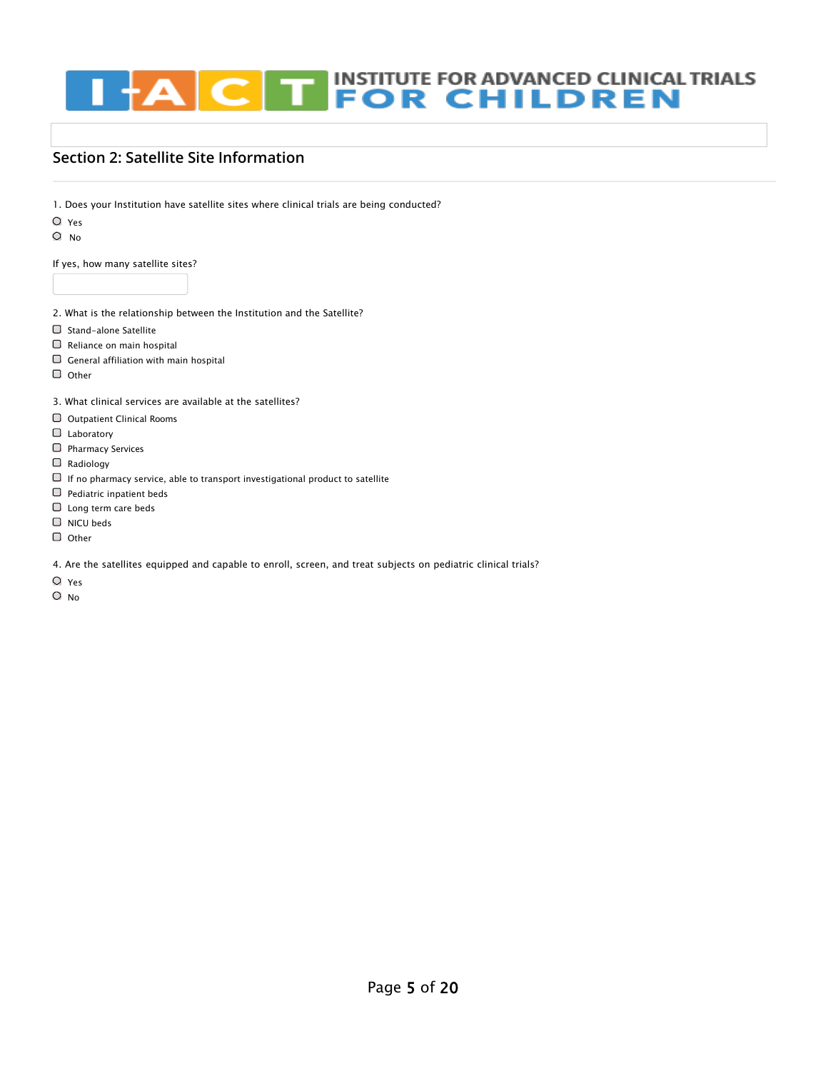INSTITUTE FOR ADVANCED CLINICAL TRIALS FOR CHILDREN

## Section 2: Satellite Site Information

1. Does your Institution have satellite sites where clinical trials are being conducted?

- ○ Yes
- ○ No

If yes, how many satellite sites?

2. What is the relationship between the Institution and the Satellite?

- ☐ Stand-alone Satellite
- ☐ Reliance on main hospital
- ☐ General affiliation with main hospital
- ☐ Other

3. What clinical services are available at the satellites?

- ☐ Outpatient Clinical Rooms
- ☐ Laboratory
- ☐ Pharmacy Services
- ☐ Radiology
- ☐ If no pharmacy service, able to transport investigational product to satellite
- ☐ Pediatric inpatient beds
- ☐ Long term care beds
- ☐ NICU beds
- ☐ Other

4. Are the satellites equipped and capable to enroll, screen, and treat subjects on pediatric clinical trials?

- ○ Yes
- ○ No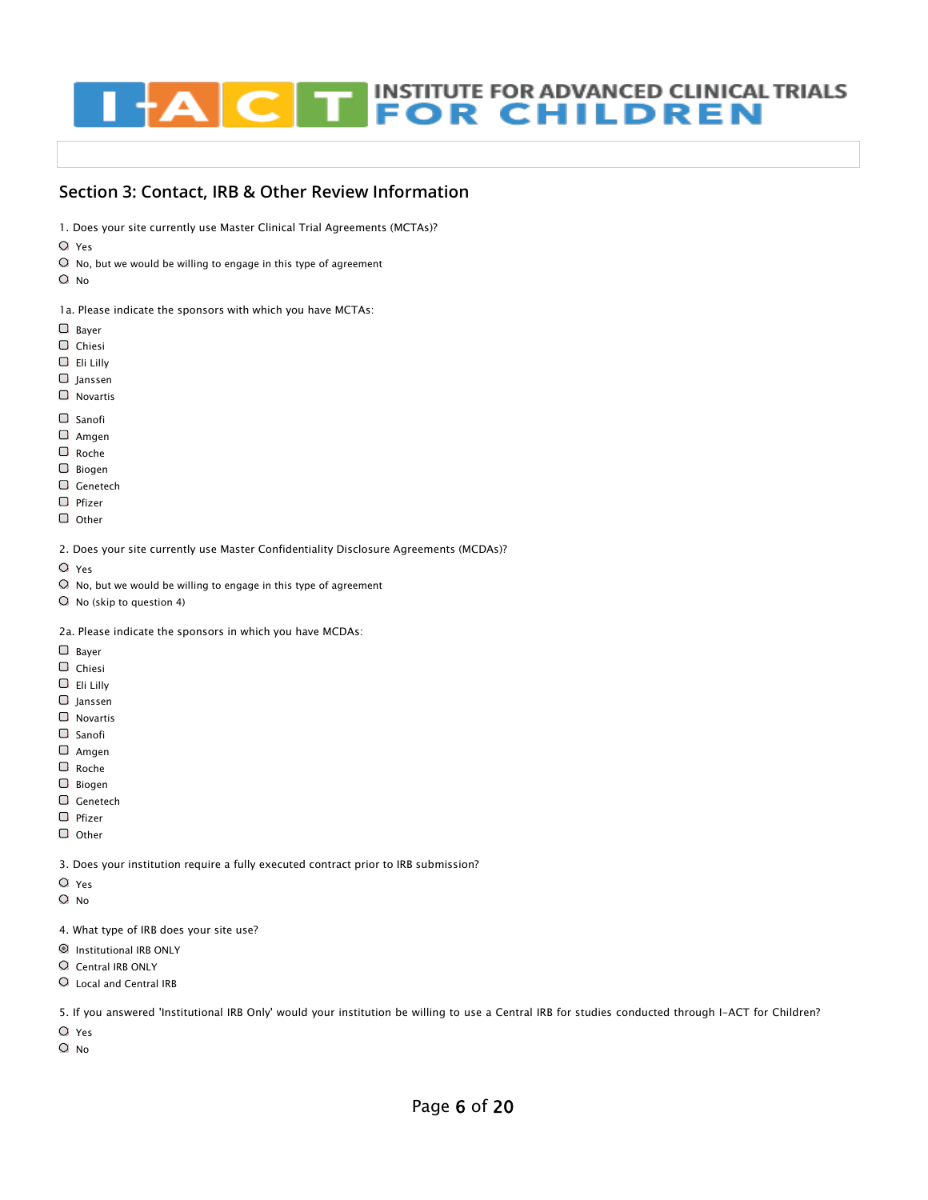# INSTITUTE FOR ADVANCED CLINICAL TRIALS FOR CHILDREN

## Section 3: Contact, IRB & Other Review Information

1. Does your site currently use Master Clinical Trial Agreements (MCTAs)?

- ○ Yes
- ○ No, but we would be willing to engage in this type of agreement
- ○ No

1a. Please indicate the sponsors with which you have MCTAs:

- ☐ Bayer
- ☐ Chiesi
- ☐ Eli Lilly
- ☐ Janssen
- ☐ Novartis
- ☐ Sanofi
- ☐ Amgen
- ☐ Roche
- ☐ Biogen
- ☐ Genetech
- ☐ Pfizer
- ☐ Other

2. Does your site currently use Master Confidentiality Disclosure Agreements (MCDAs)?

- ○ Yes
- ○ No, but we would be willing to engage in this type of agreement
- ○ No (skip to question 4)

2a. Please indicate the sponsors in which you have MCDAs:

- ☐ Bayer
- ☐ Chiesi
- ☐ Eli Lilly
- ☐ Janssen
- ☐ Novartis
- ☐ Sanofi
- ☐ Amgen
- ☐ Roche
- ☐ Biogen
- ☐ Genetech
- ☐ Pfizer
- ☐ Other

3. Does your institution require a fully executed contract prior to IRB submission?

- ○ Yes
- ○ No

4. What type of IRB does your site use?

- ◉ Institutional IRB ONLY
- ○ Central IRB ONLY
- ○ Local and Central IRB

5. If you answered 'Institutional IRB Only' would your institution be willing to use a Central IRB for studies conducted through I-ACT for Children?

- ○ Yes
- ○ No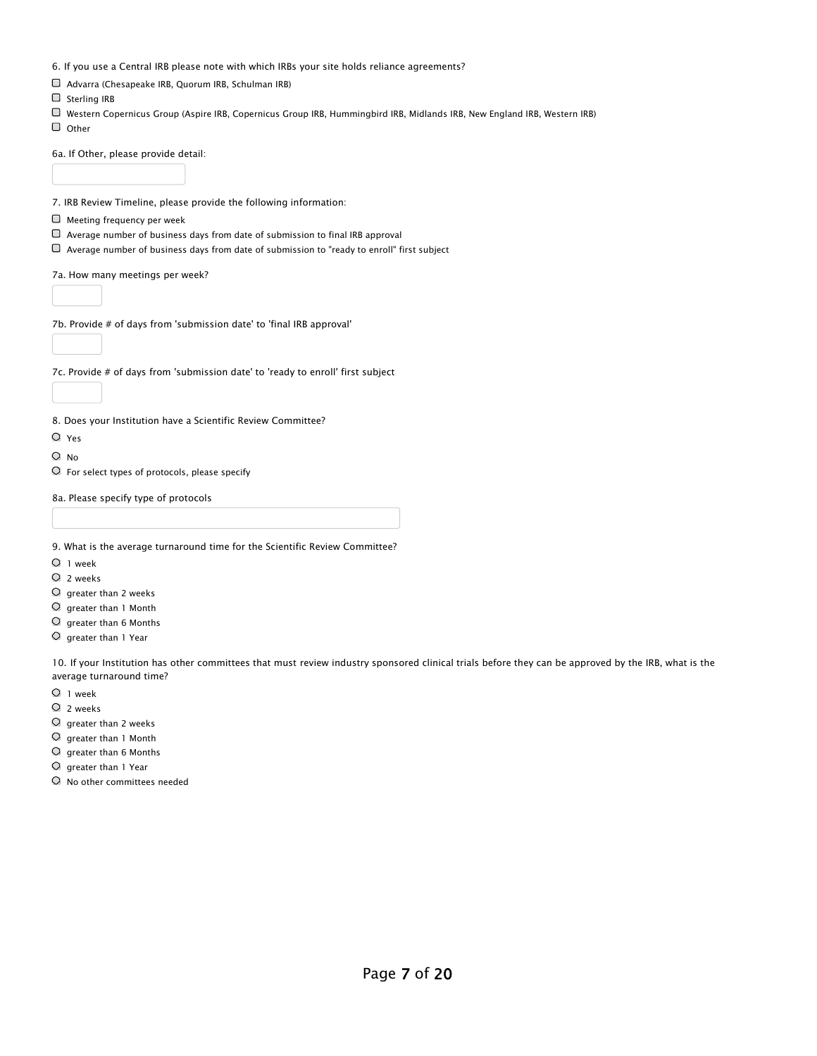6. If you use a Central IRB please note with which IRBs your site holds reliance agreements?

- ☐ Advarra (Chesapeake IRB, Quorum IRB, Schulman IRB)
- ☐ Sterling IRB
- ☐ Western Copernicus Group (Aspire IRB, Copernicus Group IRB, Hummingbird IRB, Midlands IRB, New England IRB, Western IRB)
- ☐ Other

6a. If Other, please provide detail:

7. IRB Review Timeline, please provide the following information:

- ☐ Meeting frequency per week
- ☐ Average number of business days from date of submission to final IRB approval
- ☐ Average number of business days from date of submission to "ready to enroll" first subject

7a. How many meetings per week?

7b. Provide # of days from 'submission date' to 'final IRB approval'

7c. Provide # of days from 'submission date' to 'ready to enroll' first subject

8. Does your Institution have a Scientific Review Committee?

- ○ Yes
- ○ No
- ○ For select types of protocols, please specify

8a. Please specify type of protocols

9. What is the average turnaround time for the Scientific Review Committee?

- ○ 1 week
- ○ 2 weeks
- ○ greater than 2 weeks
- ○ greater than 1 Month
- ○ greater than 6 Months
- ○ greater than 1 Year

10. If your Institution has other committees that must review industry sponsored clinical trials before they can be approved by the IRB, what is the average turnaround time?

- ○ 1 week
- ○ 2 weeks
- ○ greater than 2 weeks
- ○ greater than 1 Month
- ○ greater than 6 Months
- ○ greater than 1 Year
- ○ No other committees needed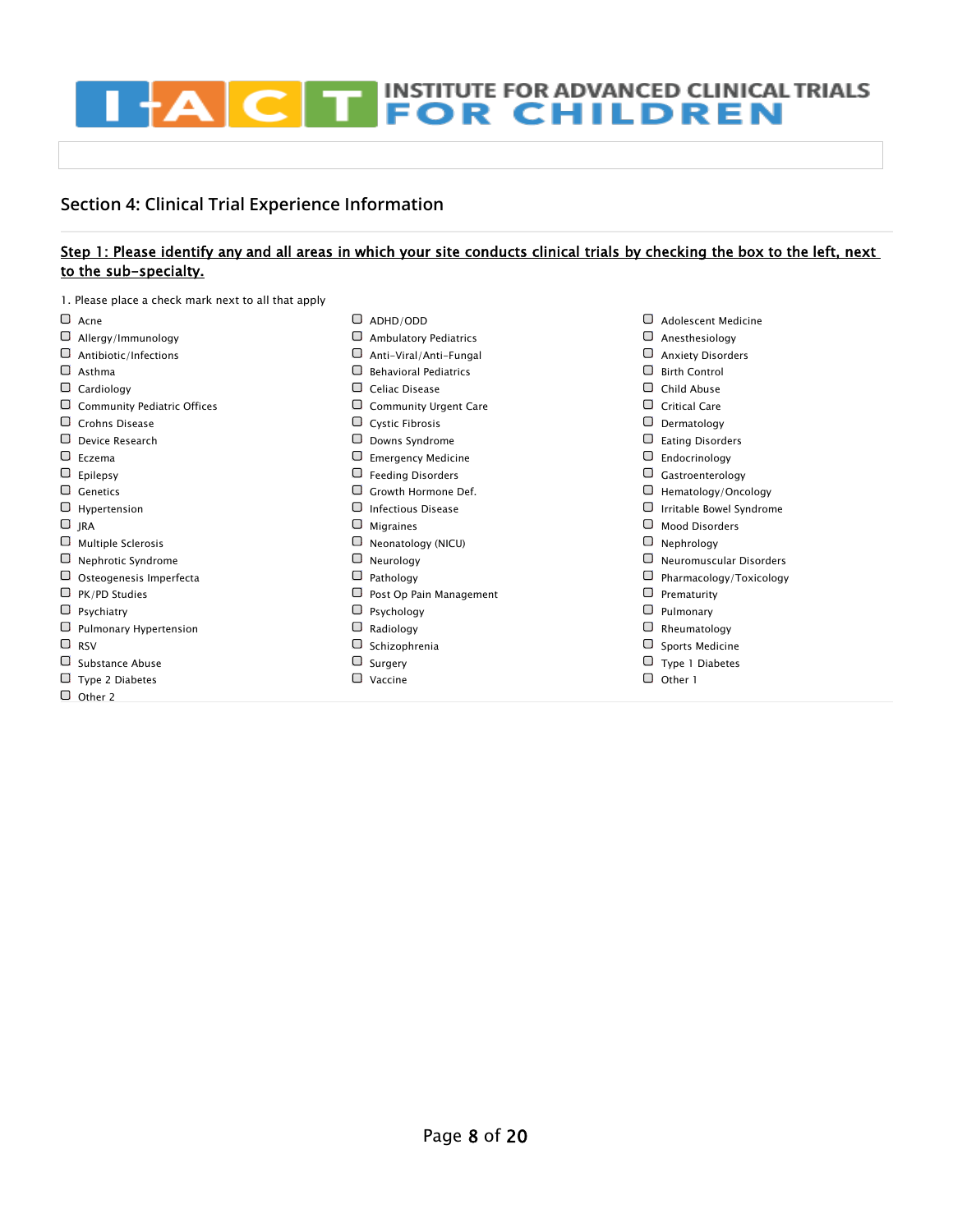# INSTITUTE FOR ADVANCED CLINICAL TRIALS FOR CHILDREN

## Section 4: Clinical Trial Experience Information

**Step 1: Please identify any and all areas in which your site conducts clinical trials by checking the box to the left, next to the sub-specialty.**

1. Please place a check mark next to all that apply

- ☐ Acne
- ☐ ADHD/ODD
- ☐ Adolescent Medicine
- ☐ Allergy/Immunology
- ☐ Ambulatory Pediatrics
- ☐ Anesthesiology
- ☐ Antibiotic/Infections
- ☐ Anti-Viral/Anti-Fungal
- ☐ Anxiety Disorders
- ☐ Asthma
- ☐ Behavioral Pediatrics
- ☐ Birth Control
- ☐ Cardiology
- ☐ Celiac Disease
- ☐ Child Abuse
- ☐ Community Pediatric Offices
- ☐ Community Urgent Care
- ☐ Critical Care
- ☐ Crohns Disease
- ☐ Cystic Fibrosis
- ☐ Dermatology
- ☐ Device Research
- ☐ Downs Syndrome
- ☐ Eating Disorders
- ☐ Eczema
- ☐ Emergency Medicine
- ☐ Endocrinology
- ☐ Epilepsy
- ☐ Feeding Disorders
- ☐ Gastroenterology
- ☐ Genetics
- ☐ Growth Hormone Def.
- ☐ Hematology/Oncology
- ☐ Hypertension
- ☐ Infectious Disease
- ☐ Irritable Bowel Syndrome
- ☐ JRA
- ☐ Migraines
- ☐ Mood Disorders
- ☐ Multiple Sclerosis
- ☐ Neonatology (NICU)
- ☐ Nephrology
- ☐ Nephrotic Syndrome
- ☐ Neurology
- ☐ Neuromuscular Disorders
- ☐ Osteogenesis Imperfecta
- ☐ Pathology
- ☐ Pharmacology/Toxicology
- ☐ PK/PD Studies
- ☐ Post Op Pain Management
- ☐ Prematurity
- ☐ Psychiatry
- ☐ Psychology
- ☐ Pulmonary
- ☐ Pulmonary Hypertension
- ☐ Radiology
- ☐ Rheumatology
- ☐ RSV
- ☐ Schizophrenia
- ☐ Sports Medicine
- ☐ Substance Abuse
- ☐ Surgery
- ☐ Type 1 Diabetes
- ☐ Type 2 Diabetes
- ☐ Vaccine
- ☐ Other 1
- ☐ Other 2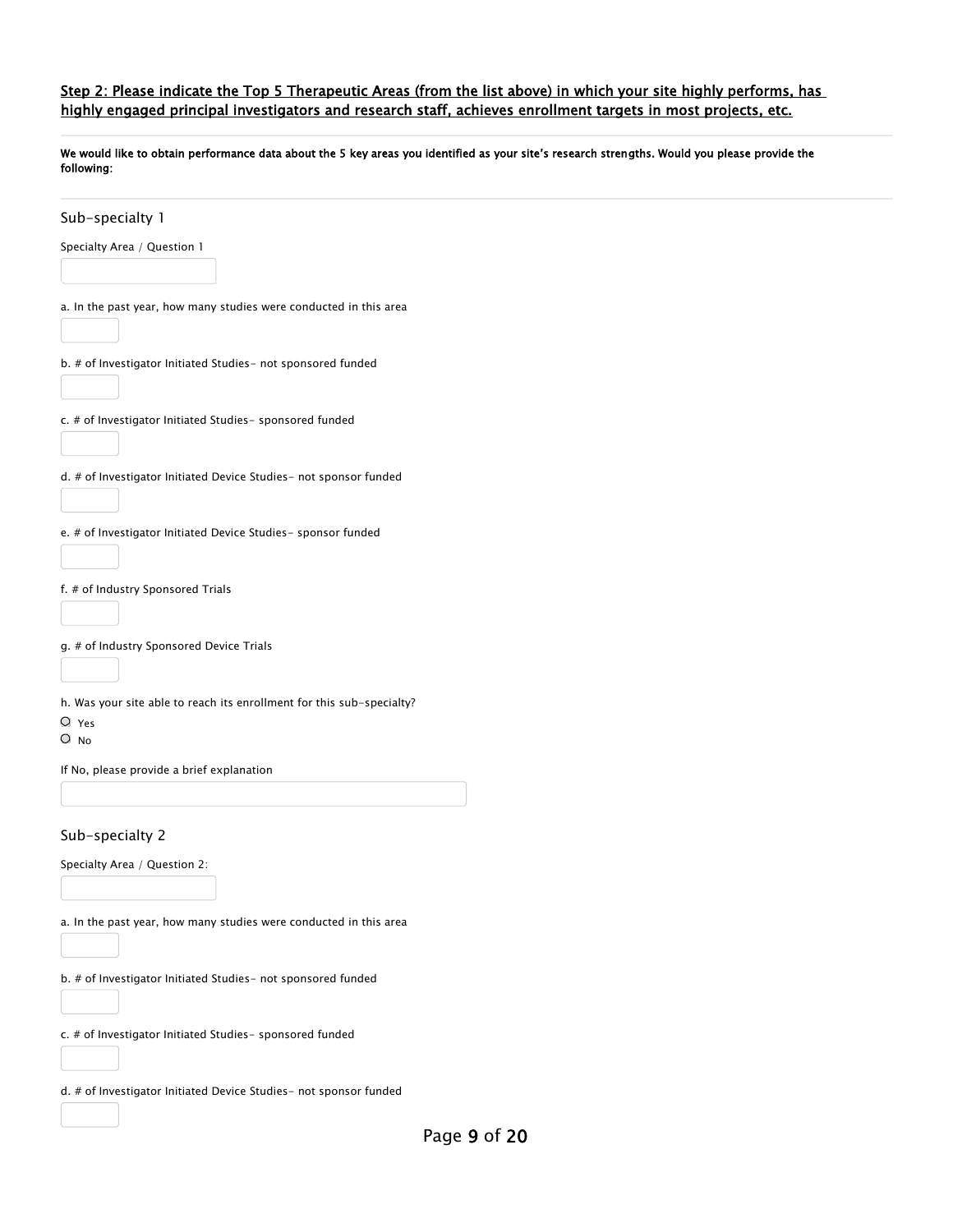**Step 2: Please indicate the Top 5 Therapeutic Areas (from the list above) in which your site highly performs, has highly engaged principal investigators and research staff, achieves enrollment targets in most projects, etc.**

---

**We would like to obtain performance data about the 5 key areas you identified as your site's research strengths. Would you please provide the following:**

---

## Sub-specialty 1

Specialty Area / Question 1

a. In the past year, how many studies were conducted in this area

b. # of Investigator Initiated Studies- not sponsored funded

c. # of Investigator Initiated Studies- sponsored funded

d. # of Investigator Initiated Device Studies- not sponsor funded

e. # of Investigator Initiated Device Studies- sponsor funded

f. # of Industry Sponsored Trials

g. # of Industry Sponsored Device Trials

h. Was your site able to reach its enrollment for this sub-specialty?

- ○ Yes
- ○ No

If No, please provide a brief explanation

## Sub-specialty 2

Specialty Area / Question 2:

a. In the past year, how many studies were conducted in this area

b. # of Investigator Initiated Studies- not sponsored funded

c. # of Investigator Initiated Studies- sponsored funded

d. # of Investigator Initiated Device Studies- not sponsor funded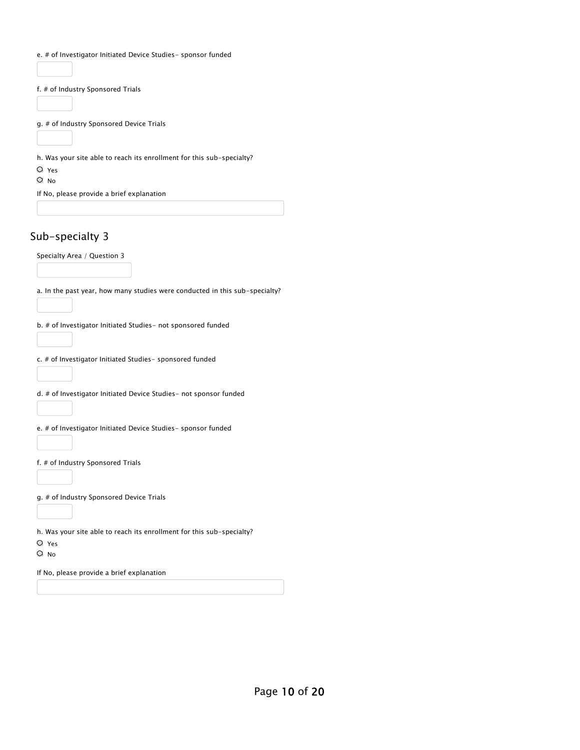e. # of Investigator Initiated Device Studies- sponsor funded

f. # of Industry Sponsored Trials

g. # of Industry Sponsored Device Trials

h. Was your site able to reach its enrollment for this sub-specialty?

- Yes
- No

If No, please provide a brief explanation

## Sub-specialty 3

Specialty Area / Question 3

a. In the past year, how many studies were conducted in this sub-specialty?

b. # of Investigator Initiated Studies- not sponsored funded

c. # of Investigator Initiated Studies- sponsored funded

d. # of Investigator Initiated Device Studies- not sponsor funded

e. # of Investigator Initiated Device Studies- sponsor funded

f. # of Industry Sponsored Trials

g. # of Industry Sponsored Device Trials

h. Was your site able to reach its enrollment for this sub-specialty?

- Yes
- No

If No, please provide a brief explanation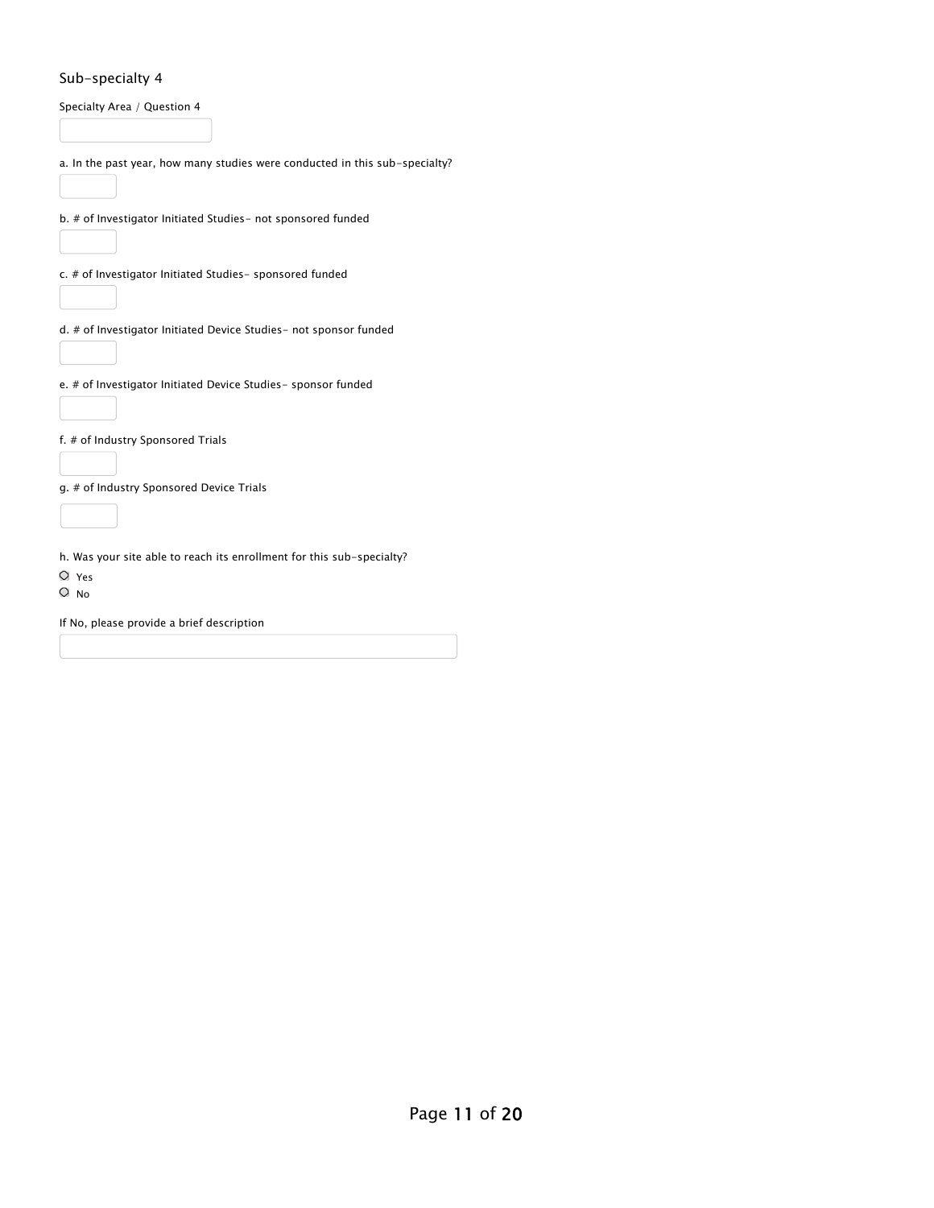## Sub-specialty 4

Specialty Area / Question 4

a. In the past year, how many studies were conducted in this sub-specialty?

b. # of Investigator Initiated Studies- not sponsored funded

c. # of Investigator Initiated Studies- sponsored funded

d. # of Investigator Initiated Device Studies- not sponsor funded

e. # of Investigator Initiated Device Studies- sponsor funded

f. # of Industry Sponsored Trials

g. # of Industry Sponsored Device Trials

h. Was your site able to reach its enrollment for this sub-specialty?

- Yes
- No

If No, please provide a brief description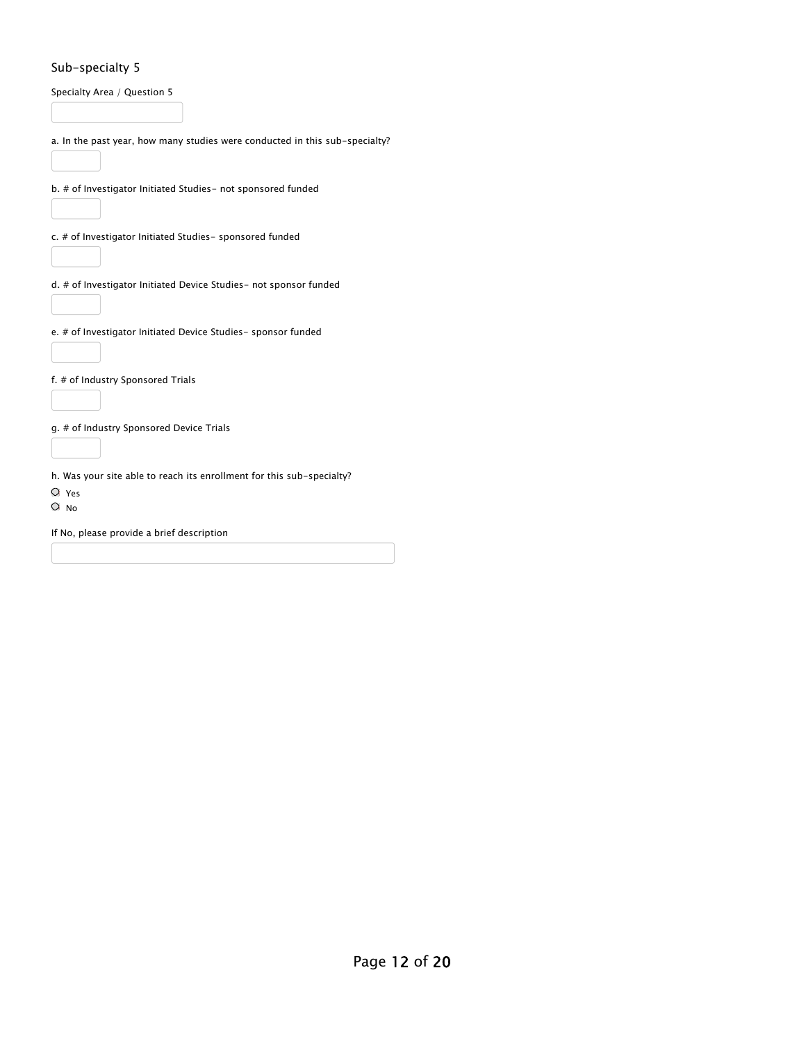## Sub-specialty 5

Specialty Area / Question 5

a. In the past year, how many studies were conducted in this sub-specialty?

b. # of Investigator Initiated Studies- not sponsored funded

c. # of Investigator Initiated Studies- sponsored funded

d. # of Investigator Initiated Device Studies- not sponsor funded

e. # of Investigator Initiated Device Studies- sponsor funded

f. # of Industry Sponsored Trials

g. # of Industry Sponsored Device Trials

h. Was your site able to reach its enrollment for this sub-specialty?

- Yes
- No

If No, please provide a brief description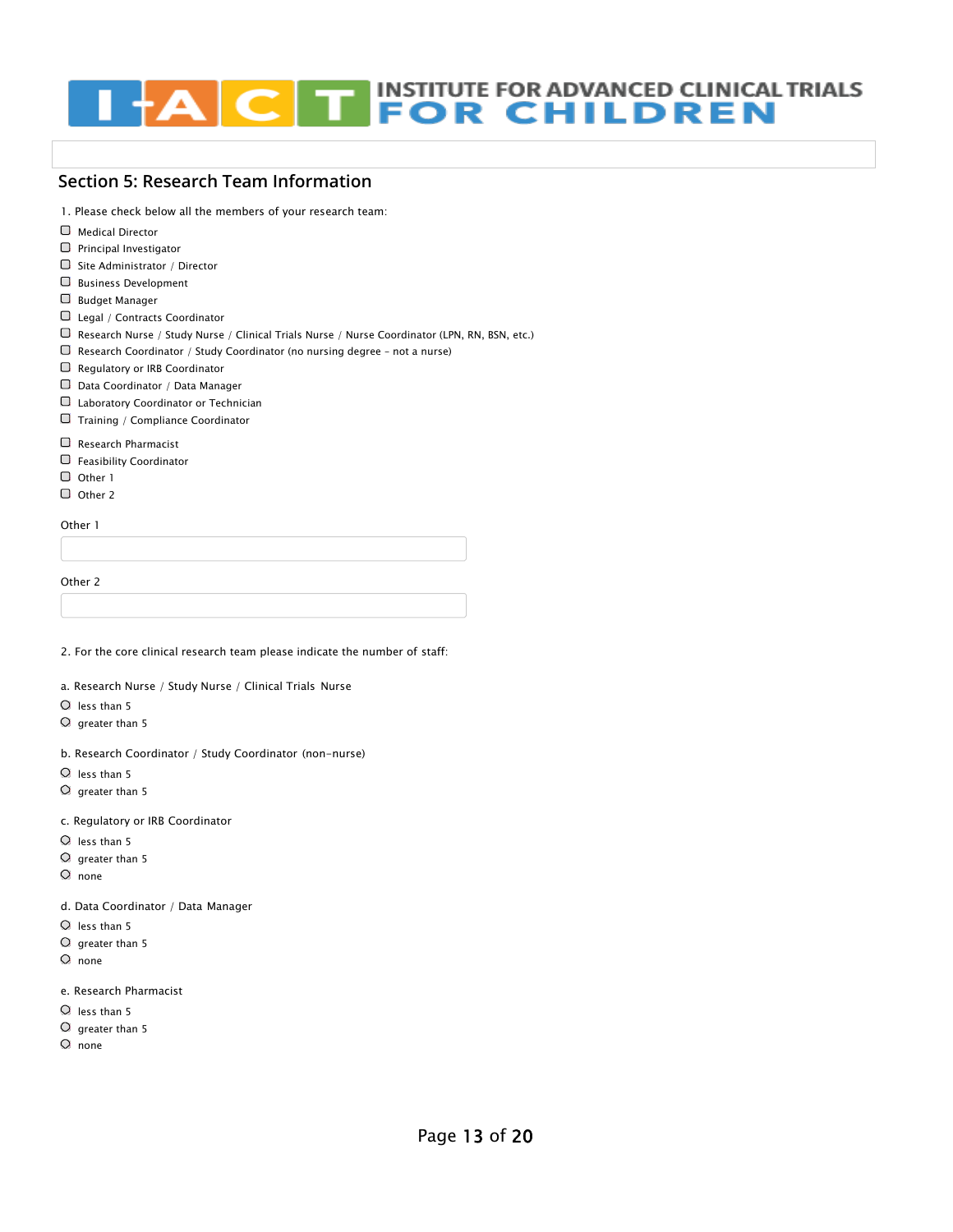INSTITUTE FOR ADVANCED CLINICAL TRIALS FOR CHILDREN

## Section 5: Research Team Information

1. Please check below all the members of your research team:

- [ ] Medical Director
- [ ] Principal Investigator
- [ ] Site Administrator / Director
- [ ] Business Development
- [ ] Budget Manager
- [ ] Legal / Contracts Coordinator
- [ ] Research Nurse / Study Nurse / Clinical Trials Nurse / Nurse Coordinator (LPN, RN, BSN, etc.)
- [ ] Research Coordinator / Study Coordinator (no nursing degree - not a nurse)
- [ ] Regulatory or IRB Coordinator
- [ ] Data Coordinator / Data Manager
- [ ] Laboratory Coordinator or Technician
- [ ] Training / Compliance Coordinator
- [ ] Research Pharmacist
- [ ] Feasibility Coordinator
- [ ] Other 1
- [ ] Other 2

Other 1

_______________

Other 2

_______________

2. For the core clinical research team please indicate the number of staff:

a. Research Nurse / Study Nurse / Clinical Trials Nurse

- ○ less than 5
- ○ greater than 5

b. Research Coordinator / Study Coordinator (non-nurse)

- ○ less than 5
- ○ greater than 5

c. Regulatory or IRB Coordinator

- ○ less than 5
- ○ greater than 5
- ○ none

d. Data Coordinator / Data Manager

- ○ less than 5
- ○ greater than 5
- ○ none

e. Research Pharmacist

- ○ less than 5
- ○ greater than 5
- ○ none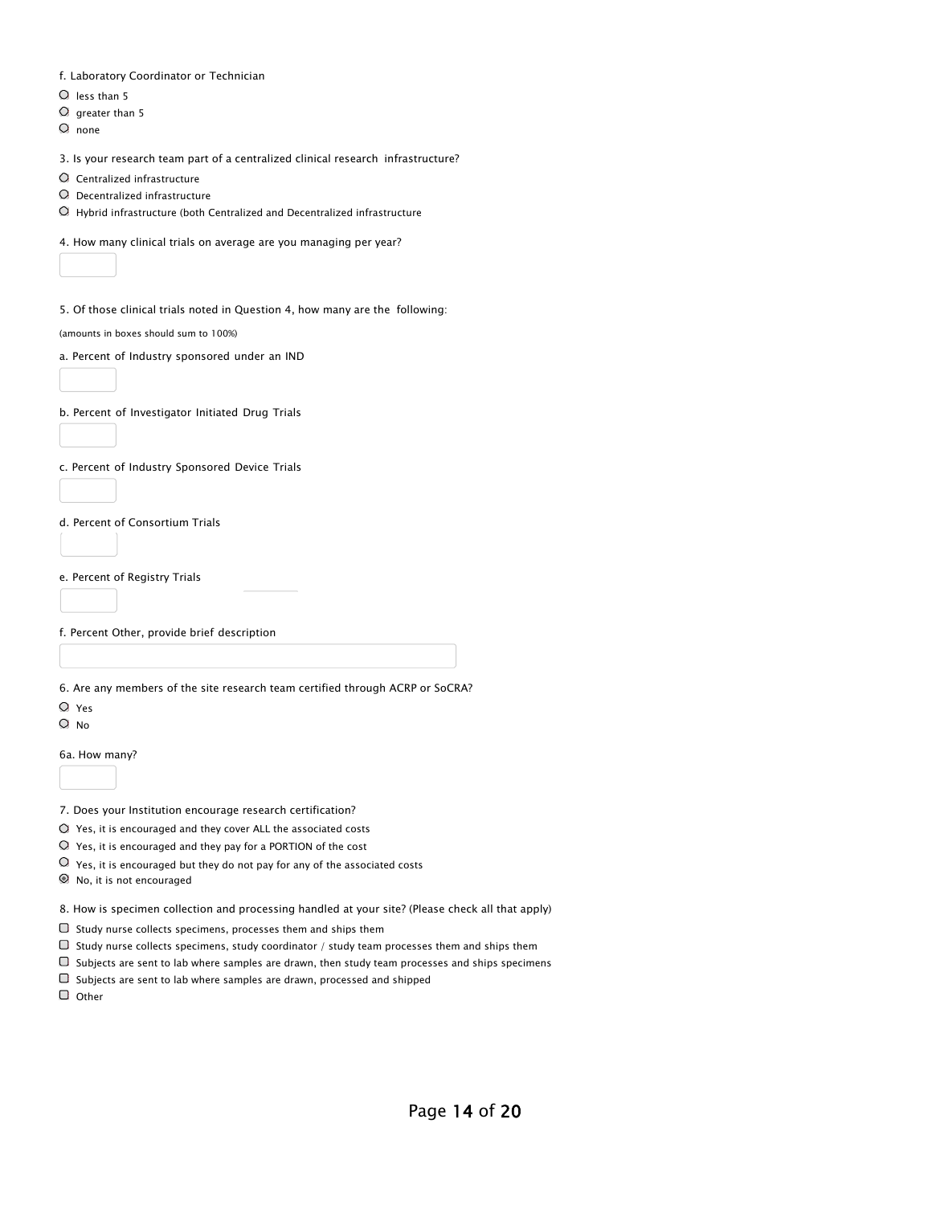f. Laboratory Coordinator or Technician

- ○ less than 5
- ○ greater than 5
- ○ none

3. Is your research team part of a centralized clinical research infrastructure?

- ○ Centralized infrastructure
- ○ Decentralized infrastructure
- ○ Hybrid infrastructure (both Centralized and Decentralized infrastructure

4. How many clinical trials on average are you managing per year?

[ ]

5. Of those clinical trials noted in Question 4, how many are the following:

(amounts in boxes should sum to 100%)

a. Percent of Industry sponsored under an IND

[ ]

b. Percent of Investigator Initiated Drug Trials

[ ]

c. Percent of Industry Sponsored Device Trials

[ ]

d. Percent of Consortium Trials

[ ]

e. Percent of Registry Trials

[ ]

f. Percent Other, provide brief description

[ ]

6. Are any members of the site research team certified through ACRP or SoCRA?

- ○ Yes
- ○ No

6a. How many?

[ ]

7. Does your Institution encourage research certification?

- ○ Yes, it is encouraged and they cover ALL the associated costs
- ○ Yes, it is encouraged and they pay for a PORTION of the cost
- ○ Yes, it is encouraged but they do not pay for any of the associated costs
- ◉ No, it is not encouraged

8. How is specimen collection and processing handled at your site? (Please check all that apply)

- ☐ Study nurse collects specimens, processes them and ships them
- ☐ Study nurse collects specimens, study coordinator / study team processes them and ships them
- ☐ Subjects are sent to lab where samples are drawn, then study team processes and ships specimens
- ☐ Subjects are sent to lab where samples are drawn, processed and shipped
- ☐ Other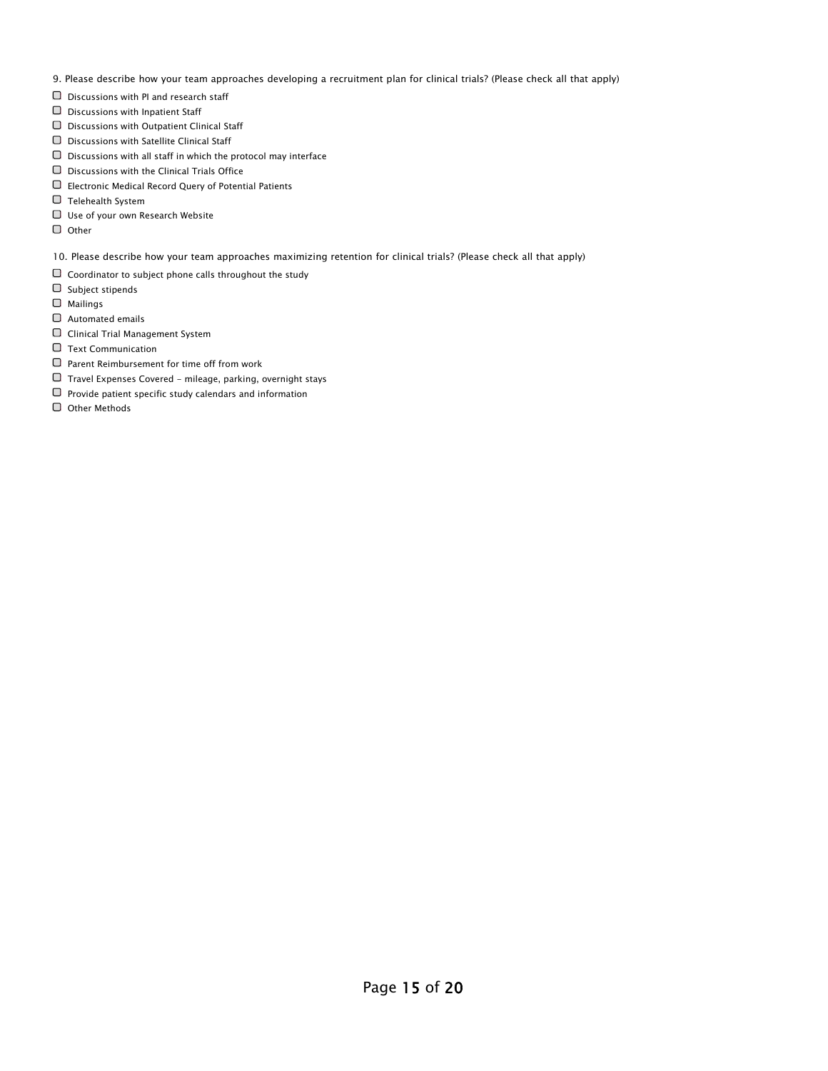9. Please describe how your team approaches developing a recruitment plan for clinical trials? (Please check all that apply)

- ☐ Discussions with PI and research staff
- ☐ Discussions with Inpatient Staff
- ☐ Discussions with Outpatient Clinical Staff
- ☐ Discussions with Satellite Clinical Staff
- ☐ Discussions with all staff in which the protocol may interface
- ☐ Discussions with the Clinical Trials Office
- ☐ Electronic Medical Record Query of Potential Patients
- ☐ Telehealth System
- ☐ Use of your own Research Website
- ☐ Other

10. Please describe how your team approaches maximizing retention for clinical trials? (Please check all that apply)

- ☐ Coordinator to subject phone calls throughout the study
- ☐ Subject stipends
- ☐ Mailings
- ☐ Automated emails
- ☐ Clinical Trial Management System
- ☐ Text Communication
- ☐ Parent Reimbursement for time off from work
- ☐ Travel Expenses Covered - mileage, parking, overnight stays
- ☐ Provide patient specific study calendars and information
- ☐ Other Methods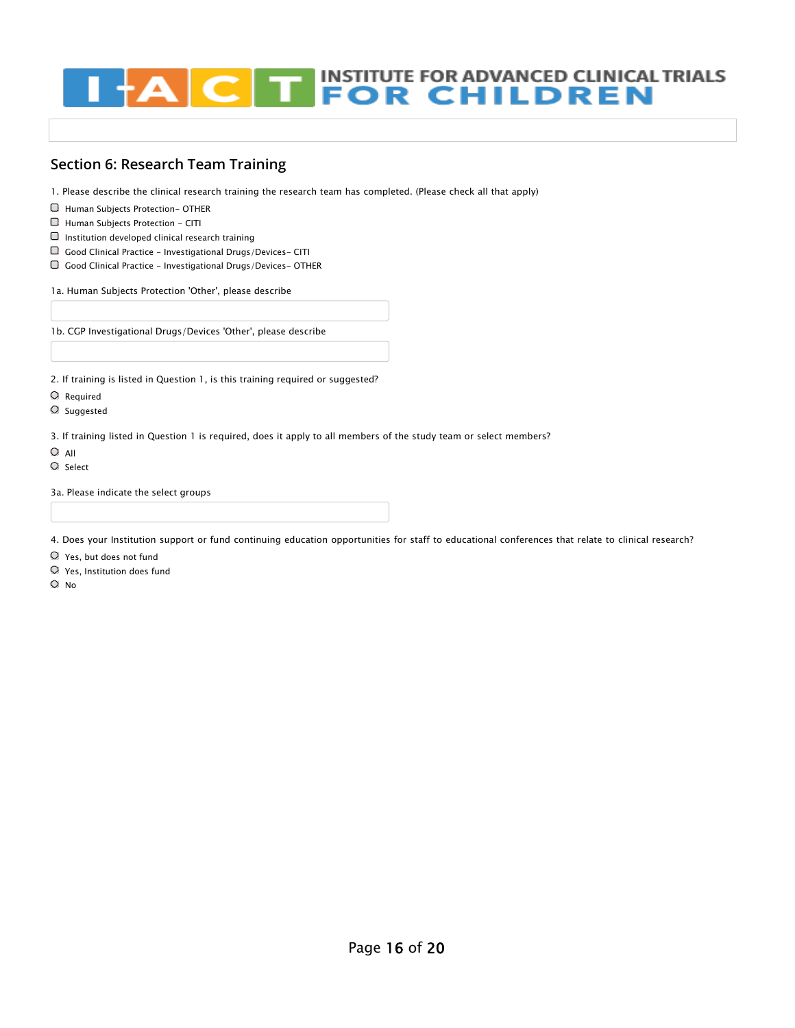INSTITUTE FOR ADVANCED CLINICAL TRIALS FOR CHILDREN

## Section 6: Research Team Training

1. Please describe the clinical research training the research team has completed. (Please check all that apply)

- ☐ Human Subjects Protection- OTHER
- ☐ Human Subjects Protection - CITI
- ☐ Institution developed clinical research training
- ☐ Good Clinical Practice - Investigational Drugs/Devices- CITI
- ☐ Good Clinical Practice - Investigational Drugs/Devices- OTHER

1a. Human Subjects Protection 'Other', please describe

\_\_\_\_\_\_\_\_\_\_\_\_\_\_\_\_\_\_\_\_

1b. CGP Investigational Drugs/Devices 'Other', please describe

\_\_\_\_\_\_\_\_\_\_\_\_\_\_\_\_\_\_\_\_

2. If training is listed in Question 1, is this training required or suggested?

- ○ Required
- ○ Suggested

3. If training listed in Question 1 is required, does it apply to all members of the study team or select members?

- ○ All
- ○ Select

3a. Please indicate the select groups

\_\_\_\_\_\_\_\_\_\_\_\_\_\_\_\_\_\_\_\_

4. Does your Institution support or fund continuing education opportunities for staff to educational conferences that relate to clinical research?

- ○ Yes, but does not fund
- ○ Yes, Institution does fund
- ○ No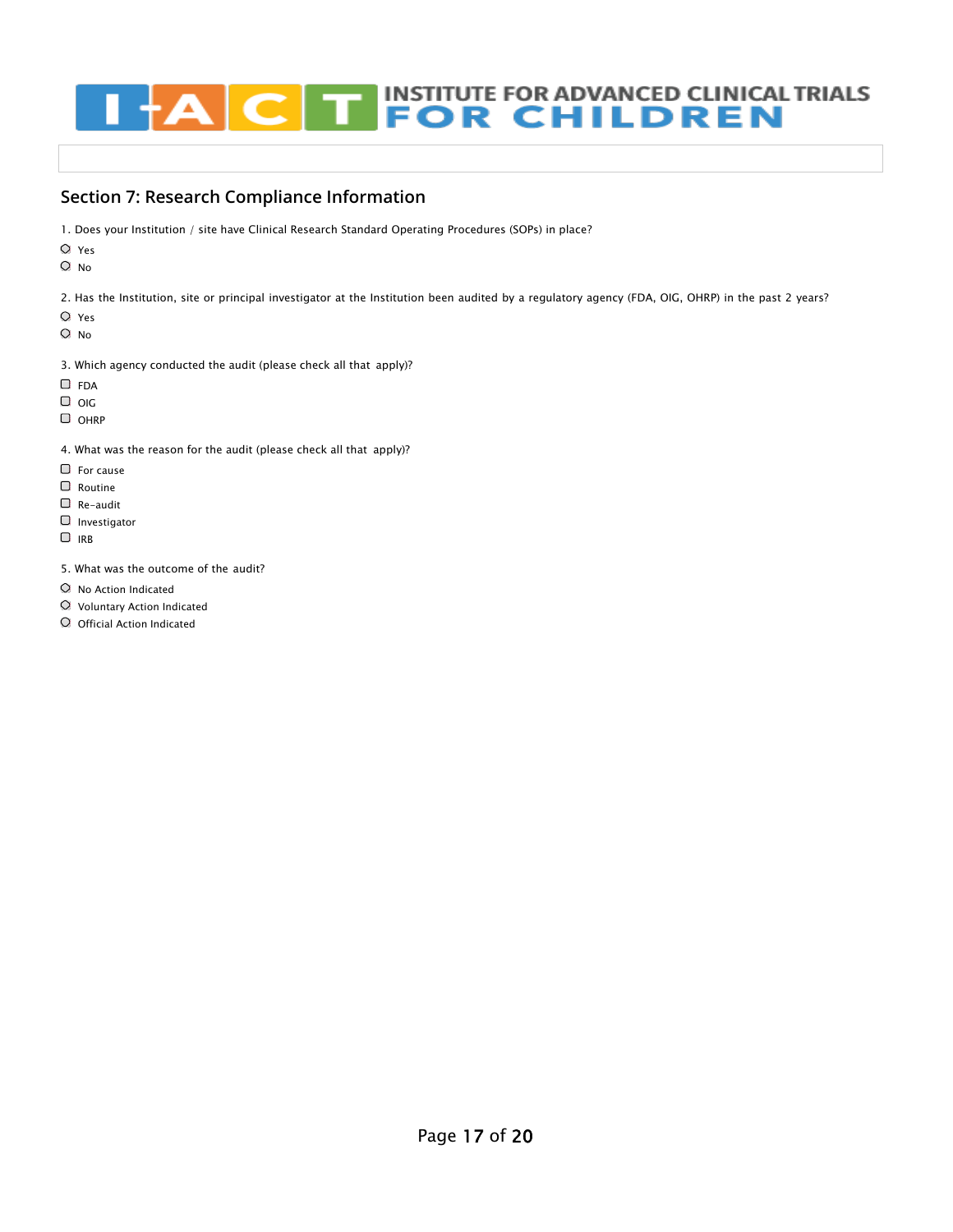## Section 7: Research Compliance Information

1. Does your Institution / site have Clinical Research Standard Operating Procedures (SOPs) in place?

- ○ Yes
- ○ No

2. Has the Institution, site or principal investigator at the Institution been audited by a regulatory agency (FDA, OIG, OHRP) in the past 2 years?

- ○ Yes
- ○ No

3. Which agency conducted the audit (please check all that apply)?

- ☐ FDA
- ☐ OIG
- ☐ OHRP

4. What was the reason for the audit (please check all that apply)?

- ☐ For cause
- ☐ Routine
- ☐ Re-audit
- ☐ Investigator
- ☐ IRB

5. What was the outcome of the audit?

- ○ No Action Indicated
- ○ Voluntary Action Indicated
- ○ Official Action Indicated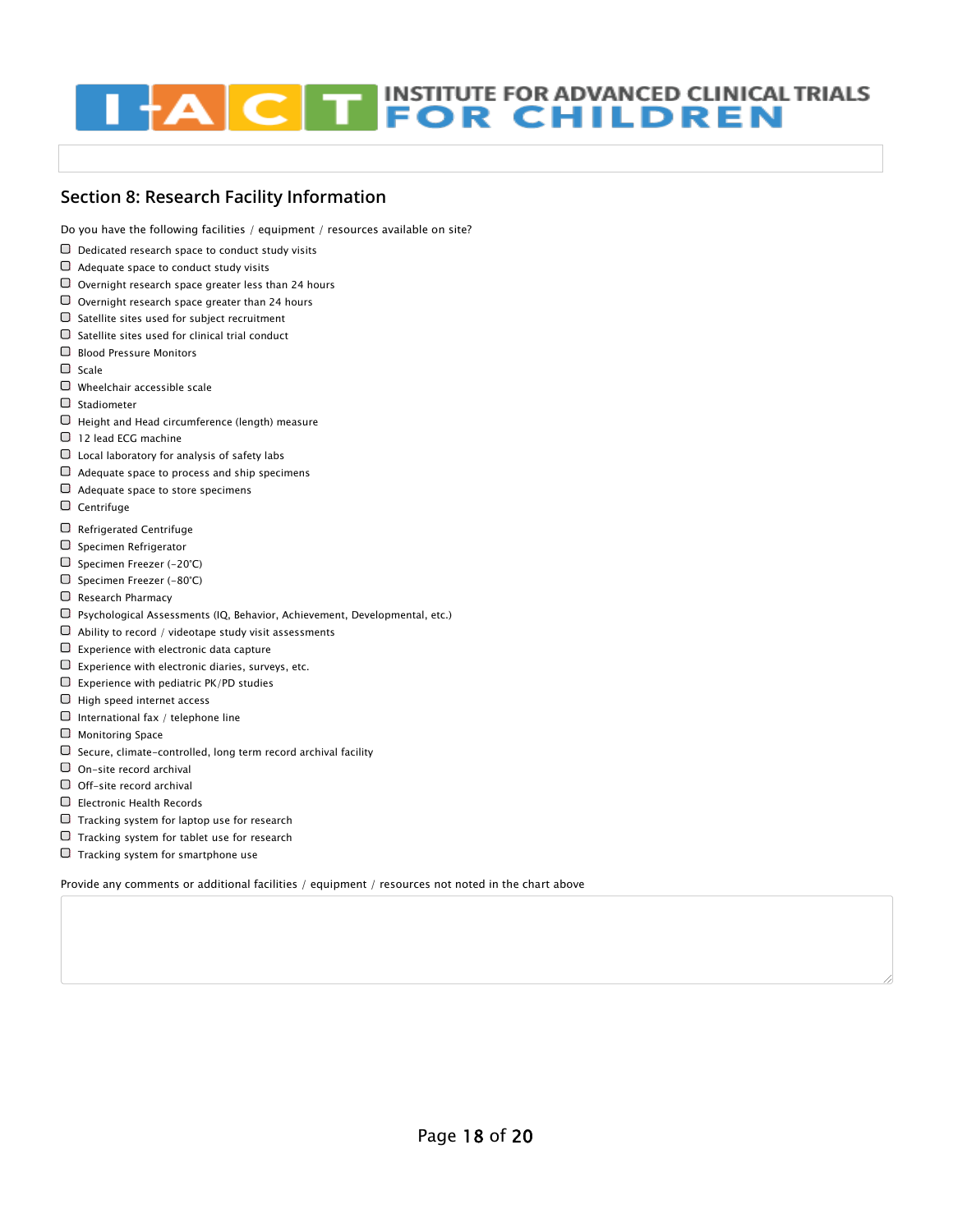INSTITUTE FOR ADVANCED CLINICAL TRIALS FOR CHILDREN

## Section 8: Research Facility Information

Do you have the following facilities / equipment / resources available on site?

- ☐ Dedicated research space to conduct study visits
- ☐ Adequate space to conduct study visits
- ☐ Overnight research space greater less than 24 hours
- ☐ Overnight research space greater than 24 hours
- ☐ Satellite sites used for subject recruitment
- ☐ Satellite sites used for clinical trial conduct
- ☐ Blood Pressure Monitors
- ☐ Scale
- ☐ Wheelchair accessible scale
- ☐ Stadiometer
- ☐ Height and Head circumference (length) measure
- ☐ 12 lead ECG machine
- ☐ Local laboratory for analysis of safety labs
- ☐ Adequate space to process and ship specimens
- ☐ Adequate space to store specimens
- ☐ Centrifuge
- ☐ Refrigerated Centrifuge
- ☐ Specimen Refrigerator
- ☐ Specimen Freezer (-20˚C)
- ☐ Specimen Freezer (-80˚C)
- ☐ Research Pharmacy
- ☐ Psychological Assessments (IQ, Behavior, Achievement, Developmental, etc.)
- ☐ Ability to record / videotape study visit assessments
- ☐ Experience with electronic data capture
- ☐ Experience with electronic diaries, surveys, etc.
- ☐ Experience with pediatric PK/PD studies
- ☐ High speed internet access
- ☐ International fax / telephone line
- ☐ Monitoring Space
- ☐ Secure, climate-controlled, long term record archival facility
- ☐ On-site record archival
- ☐ Off-site record archival
- ☐ Electronic Health Records
- ☐ Tracking system for laptop use for research
- ☐ Tracking system for tablet use for research
- ☐ Tracking system for smartphone use

Provide any comments or additional facilities / equipment / resources not noted in the chart above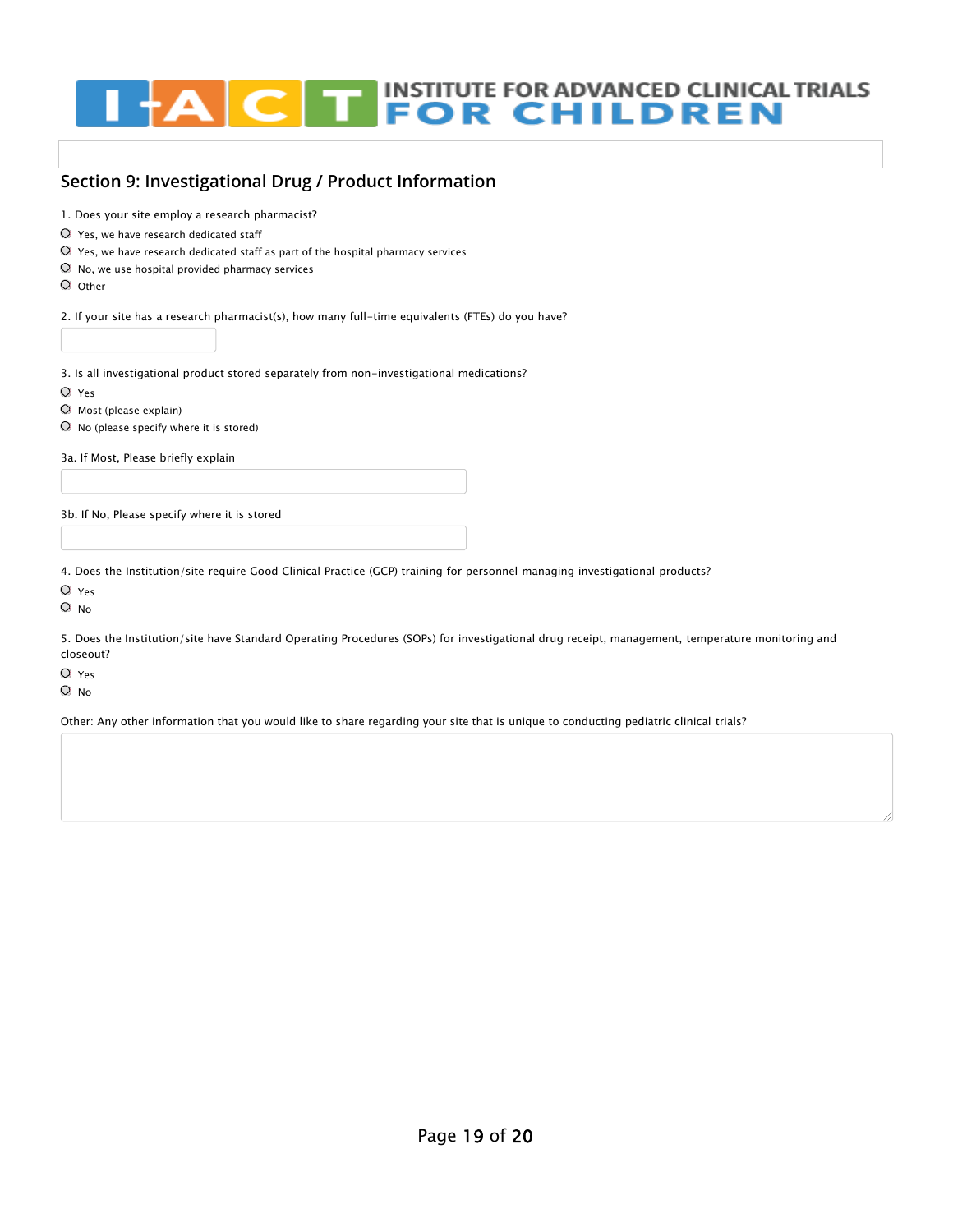INSTITUTE FOR ADVANCED CLINICAL TRIALS FOR CHILDREN

## Section 9: Investigational Drug / Product Information

1. Does your site employ a research pharmacist?

- ○ Yes, we have research dedicated staff
- ○ Yes, we have research dedicated staff as part of the hospital pharmacy services
- ○ No, we use hospital provided pharmacy services
- ○ Other

2. If your site has a research pharmacist(s), how many full-time equivalents (FTEs) do you have?

\_\_\_\_\_\_\_\_\_\_

3. Is all investigational product stored separately from non-investigational medications?

- ○ Yes
- ○ Most (please explain)
- ○ No (please specify where it is stored)

3a. If Most, Please briefly explain

\_\_\_\_\_\_\_\_\_\_

3b. If No, Please specify where it is stored

\_\_\_\_\_\_\_\_\_\_

4. Does the Institution/site require Good Clinical Practice (GCP) training for personnel managing investigational products?

- ○ Yes
- ○ No

5. Does the Institution/site have Standard Operating Procedures (SOPs) for investigational drug receipt, management, temperature monitoring and closeout?

- ○ Yes
- ○ No

Other: Any other information that you would like to share regarding your site that is unique to conducting pediatric clinical trials?

\_\_\_\_\_\_\_\_\_\_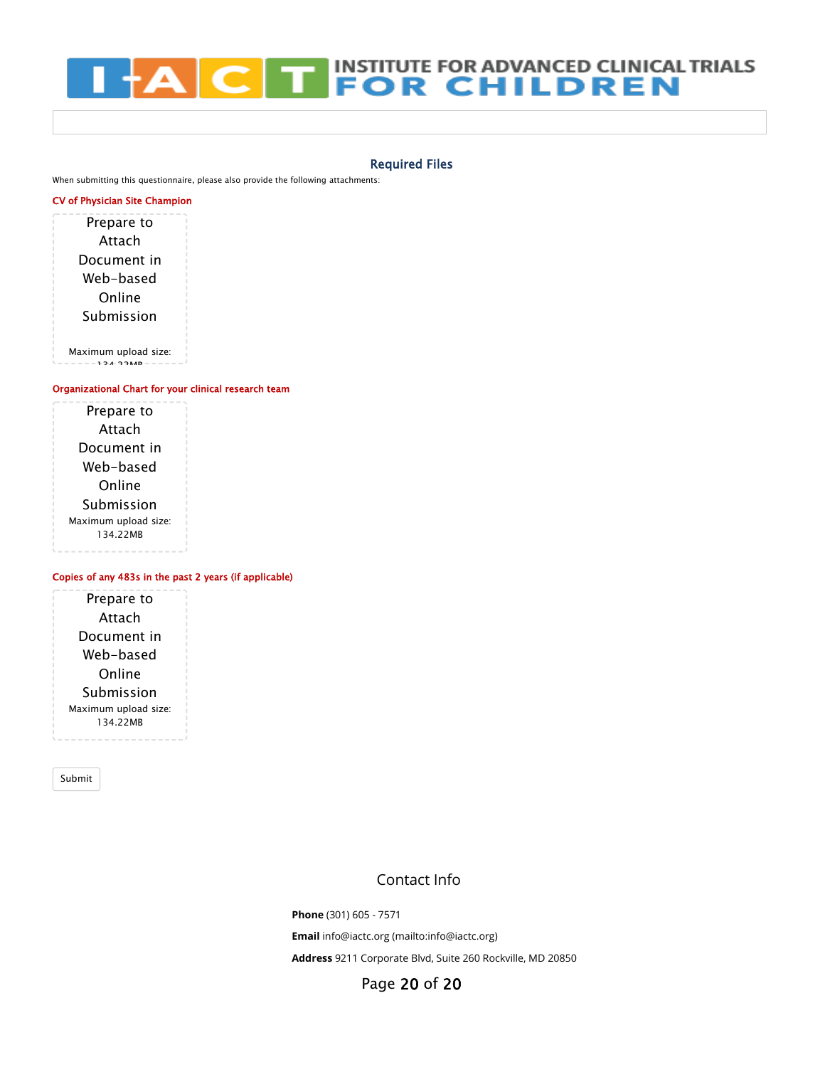## Required Files

When submitting this questionnaire, please also provide the following attachments:

**CV of Physician Site Champion**

Prepare to Attach Document in Web-based Online Submission

Maximum upload size: 134.22MB

**Organizational Chart for your clinical research team**

Prepare to Attach Document in Web-based Online Submission

Maximum upload size: 134.22MB

**Copies of any 483s in the past 2 years (if applicable)**

Prepare to Attach Document in Web-based Online Submission

Maximum upload size: 134.22MB

Submit

### Contact Info

**Phone** (301) 605 - 7571

**Email** info@iactc.org (mailto:info@iactc.org)

**Address** 9211 Corporate Blvd, Suite 260 Rockville, MD 20850